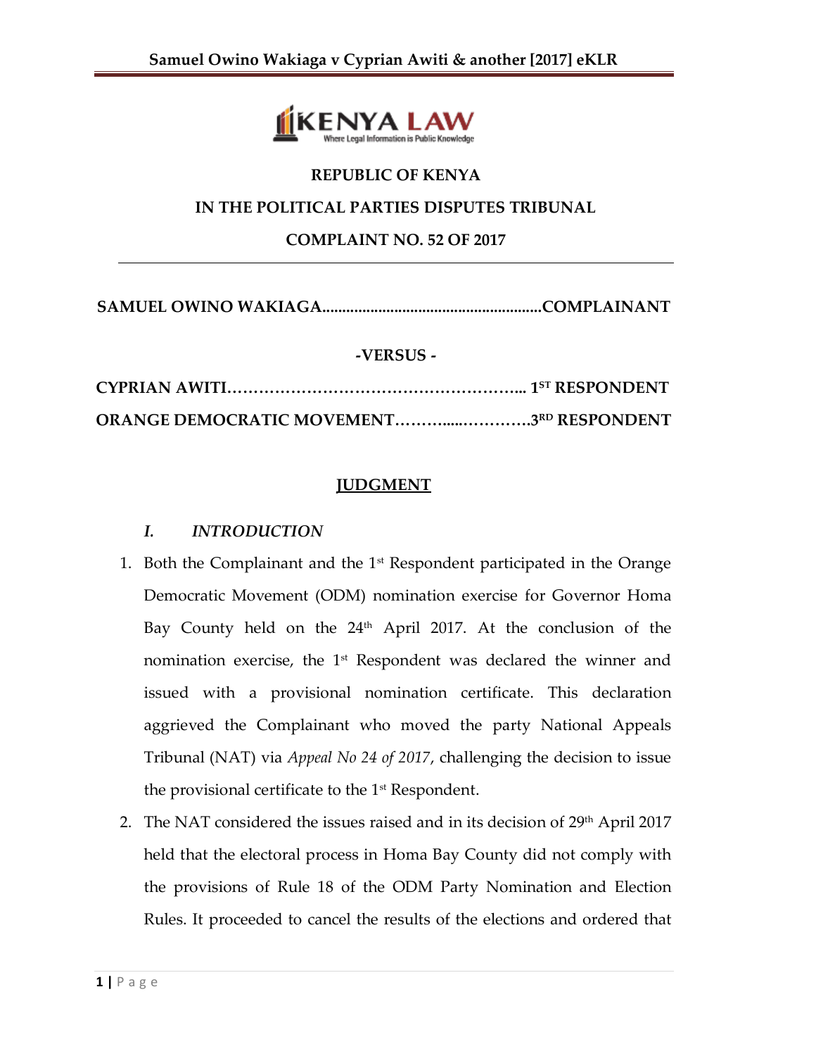REPUBLIC OF KENYA

IN THE POLITICAL PARTIES DISPUTES TRIBUNAL

COMPLAINT NO. 52 OF 2017

**SAMUEL OWINO WAKIAGA.....................................................COMPLAINANT**

**-VERSUS -**

**CYPRIAN AWITI……………………………………………….. 1ST RESPONDENT**

**ORANGE DEMOCRATIC MOVEMENT………....………….3RD RESPONDENT**

## JUDGMENT

### *I. INTRODUCTION*

1. Both the Complainant and the 1st Respondent participated in the Orange Democratic Movement (ODM) nomination exercise for Governor Homa Bay County held on the 24th April 2017. At the conclusion of the nomination exercise, the 1st Respondent was declared the winner and issued with a provisional nomination certificate. This declaration aggrieved the Complainant who moved the party National Appeals Tribunal (NAT) via *Appeal No 24 of 2017*, challenging the decision to issue the provisional certificate to the 1st Respondent.
2. The NAT considered the issues raised and in its decision of 29th April 2017 held that the electoral process in Homa Bay County did not comply with the provisions of Rule 18 of the ODM Party Nomination and Election Rules. It proceeded to cancel the results of the elections and ordered that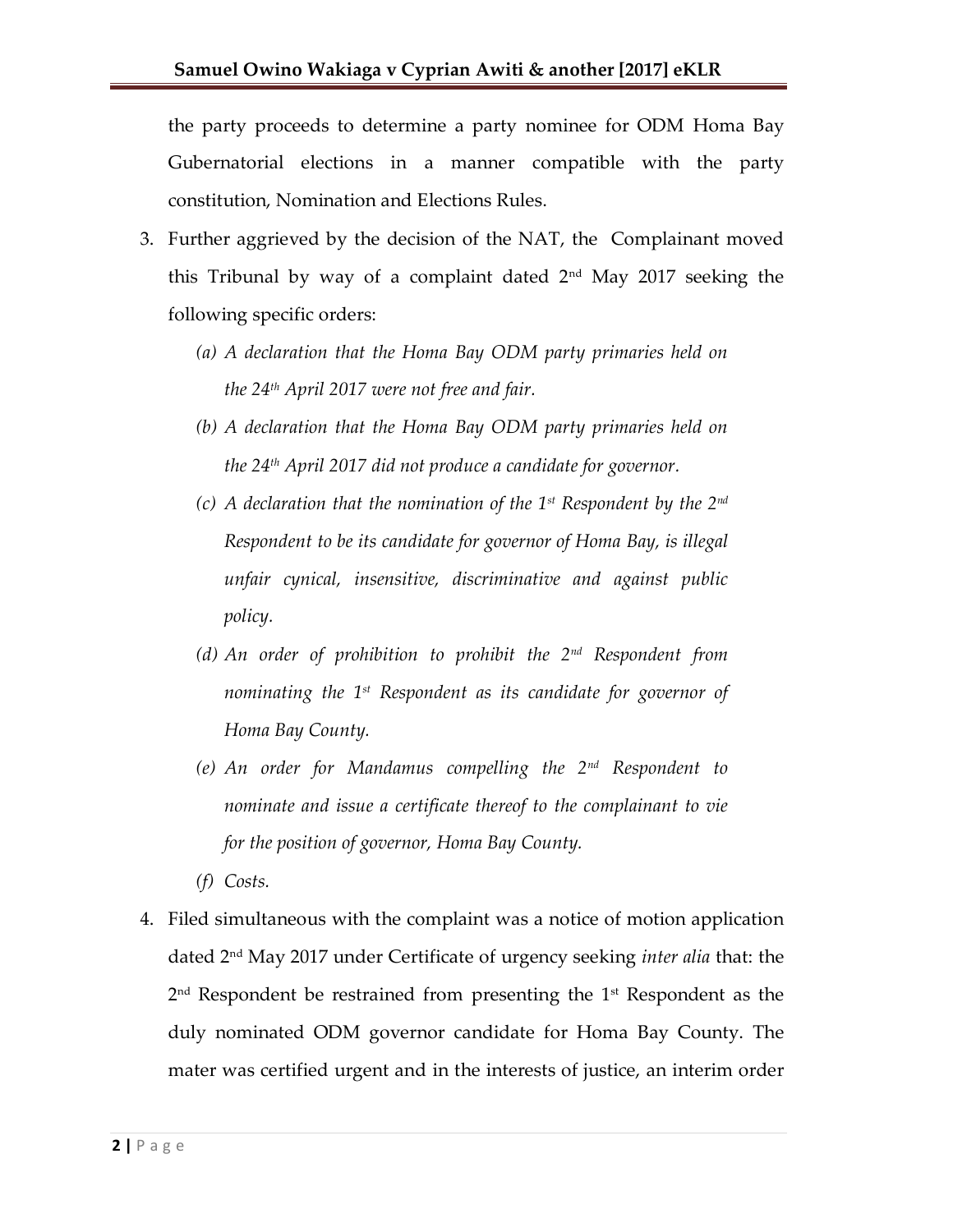the party proceeds to determine a party nominee for ODM Homa Bay Gubernatorial elections in a manner compatible with the party constitution, Nomination and Elections Rules.

3. Further aggrieved by the decision of the NAT, the Complainant moved this Tribunal by way of a complaint dated 2nd May 2017 seeking the following specific orders:

   *(a) A declaration that the Homa Bay ODM party primaries held on the 24th April 2017 were not free and fair.*

   *(b) A declaration that the Homa Bay ODM party primaries held on the 24th April 2017 did not produce a candidate for governor.*

   *(c) A declaration that the nomination of the 1st Respondent by the 2nd Respondent to be its candidate for governor of Homa Bay, is illegal unfair cynical, insensitive, discriminative and against public policy.*

   *(d) An order of prohibition to prohibit the 2nd Respondent from nominating the 1st Respondent as its candidate for governor of Homa Bay County.*

   *(e) An order for Mandamus compelling the 2nd Respondent to nominate and issue a certificate thereof to the complainant to vie for the position of governor, Homa Bay County.*

   *(f) Costs.*

4. Filed simultaneous with the complaint was a notice of motion application dated 2nd May 2017 under Certificate of urgency seeking *inter alia* that: the 2nd Respondent be restrained from presenting the 1st Respondent as the duly nominated ODM governor candidate for Homa Bay County. The mater was certified urgent and in the interests of justice, an interim order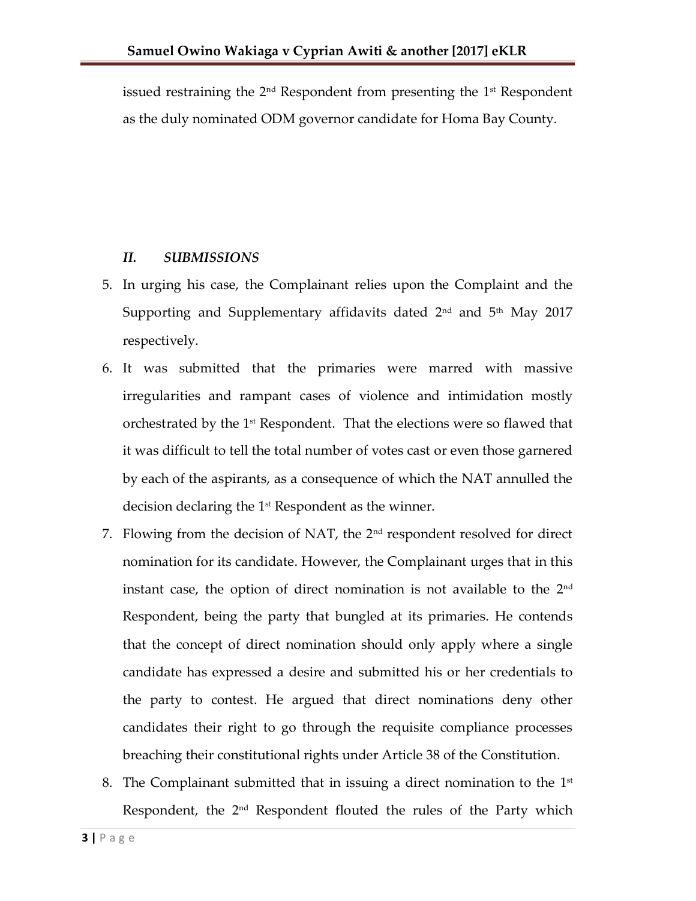issued restraining the 2nd Respondent from presenting the 1st Respondent as the duly nominated ODM governor candidate for Homa Bay County.

## *II. SUBMISSIONS*

5. In urging his case, the Complainant relies upon the Complaint and the Supporting and Supplementary affidavits dated 2nd and 5th May 2017 respectively.
6. It was submitted that the primaries were marred with massive irregularities and rampant cases of violence and intimidation mostly orchestrated by the 1st Respondent. That the elections were so flawed that it was difficult to tell the total number of votes cast or even those garnered by each of the aspirants, as a consequence of which the NAT annulled the decision declaring the 1st Respondent as the winner.
7. Flowing from the decision of NAT, the 2nd respondent resolved for direct nomination for its candidate. However, the Complainant urges that in this instant case, the option of direct nomination is not available to the 2nd Respondent, being the party that bungled at its primaries. He contends that the concept of direct nomination should only apply where a single candidate has expressed a desire and submitted his or her credentials to the party to contest. He argued that direct nominations deny other candidates their right to go through the requisite compliance processes breaching their constitutional rights under Article 38 of the Constitution.
8. The Complainant submitted that in issuing a direct nomination to the 1st Respondent, the 2nd Respondent flouted the rules of the Party which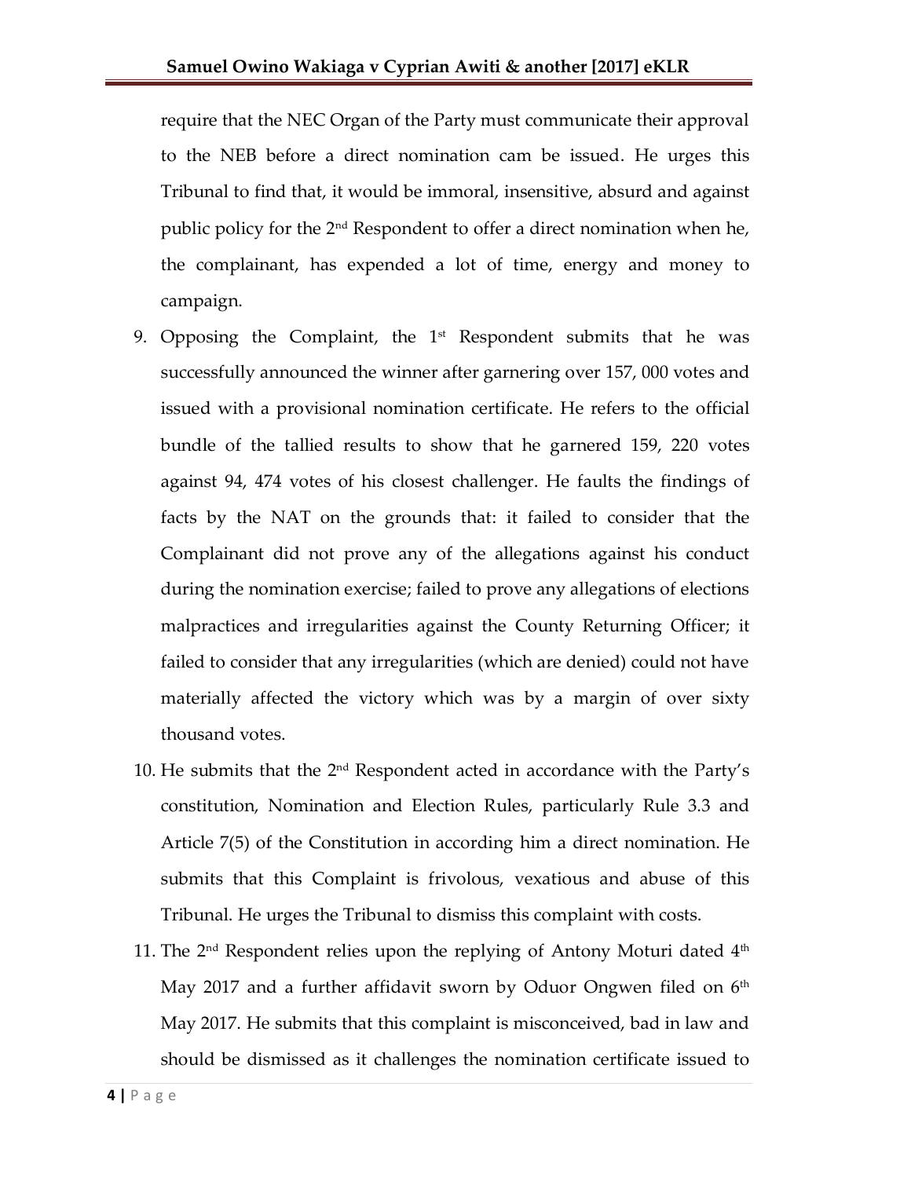require that the NEC Organ of the Party must communicate their approval to the NEB before a direct nomination cam be issued. He urges this Tribunal to find that, it would be immoral, insensitive, absurd and against public policy for the 2nd Respondent to offer a direct nomination when he, the complainant, has expended a lot of time, energy and money to campaign.

9. Opposing the Complaint, the 1st Respondent submits that he was successfully announced the winner after garnering over 157, 000 votes and issued with a provisional nomination certificate. He refers to the official bundle of the tallied results to show that he garnered 159, 220 votes against 94, 474 votes of his closest challenger. He faults the findings of facts by the NAT on the grounds that: it failed to consider that the Complainant did not prove any of the allegations against his conduct during the nomination exercise; failed to prove any allegations of elections malpractices and irregularities against the County Returning Officer; it failed to consider that any irregularities (which are denied) could not have materially affected the victory which was by a margin of over sixty thousand votes.

10. He submits that the 2nd Respondent acted in accordance with the Party's constitution, Nomination and Election Rules, particularly Rule 3.3 and Article 7(5) of the Constitution in according him a direct nomination. He submits that this Complaint is frivolous, vexatious and abuse of this Tribunal. He urges the Tribunal to dismiss this complaint with costs.

11. The 2nd Respondent relies upon the replying of Antony Moturi dated 4th May 2017 and a further affidavit sworn by Oduor Ongwen filed on 6th May 2017. He submits that this complaint is misconceived, bad in law and should be dismissed as it challenges the nomination certificate issued to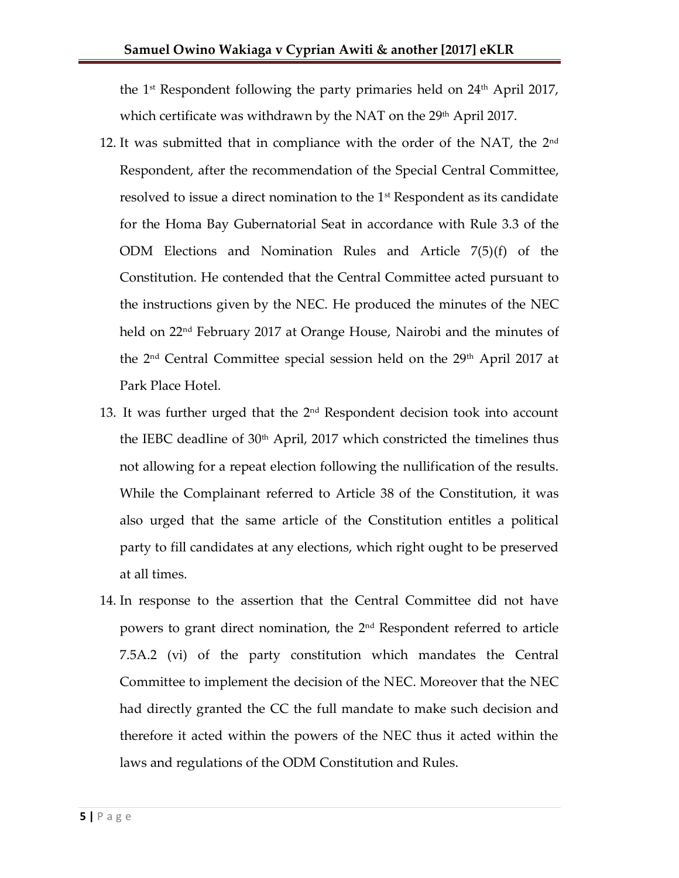the 1st Respondent following the party primaries held on 24th April 2017, which certificate was withdrawn by the NAT on the 29th April 2017.

12. It was submitted that in compliance with the order of the NAT, the 2nd Respondent, after the recommendation of the Special Central Committee, resolved to issue a direct nomination to the 1st Respondent as its candidate for the Homa Bay Gubernatorial Seat in accordance with Rule 3.3 of the ODM Elections and Nomination Rules and Article 7(5)(f) of the Constitution. He contended that the Central Committee acted pursuant to the instructions given by the NEC. He produced the minutes of the NEC held on 22nd February 2017 at Orange House, Nairobi and the minutes of the 2nd Central Committee special session held on the 29th April 2017 at Park Place Hotel.

13. It was further urged that the 2nd Respondent decision took into account the IEBC deadline of 30th April, 2017 which constricted the timelines thus not allowing for a repeat election following the nullification of the results. While the Complainant referred to Article 38 of the Constitution, it was also urged that the same article of the Constitution entitles a political party to fill candidates at any elections, which right ought to be preserved at all times.

14. In response to the assertion that the Central Committee did not have powers to grant direct nomination, the 2nd Respondent referred to article 7.5A.2 (vi) of the party constitution which mandates the Central Committee to implement the decision of the NEC. Moreover that the NEC had directly granted the CC the full mandate to make such decision and therefore it acted within the powers of the NEC thus it acted within the laws and regulations of the ODM Constitution and Rules.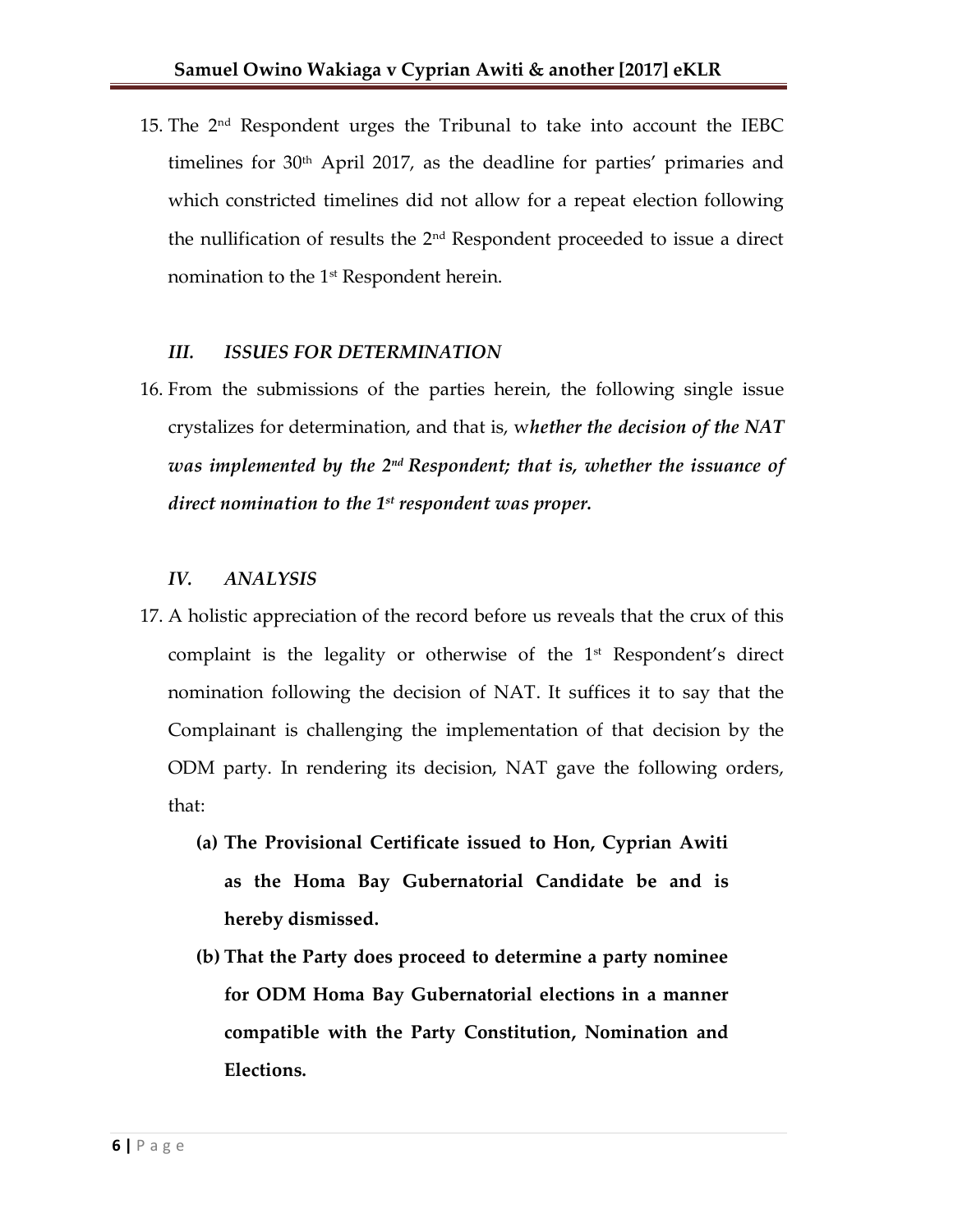15. The 2[nd] Respondent urges the Tribunal to take into account the IEBC timelines for 30[th] April 2017, as the deadline for parties' primaries and which constricted timelines did not allow for a repeat election following the nullification of results the 2[nd] Respondent proceeded to issue a direct nomination to the 1[st] Respondent herein.

### *III. ISSUES FOR DETERMINATION*

16. From the submissions of the parties herein, the following single issue crystalizes for determination, and that is, w***hether the decision of the NAT was implemented by the 2[nd] Respondent; that is, whether the issuance of direct nomination to the 1[st] respondent was proper.***

### *IV. ANALYSIS*

17. A holistic appreciation of the record before us reveals that the crux of this complaint is the legality or otherwise of the 1[st] Respondent's direct nomination following the decision of NAT. It suffices it to say that the Complainant is challenging the implementation of that decision by the ODM party. In rendering its decision, NAT gave the following orders, that:

    **(a) The Provisional Certificate issued to Hon, Cyprian Awiti as the Homa Bay Gubernatorial Candidate be and is hereby dismissed.**

    **(b) That the Party does proceed to determine a party nominee for ODM Homa Bay Gubernatorial elections in a manner compatible with the Party Constitution, Nomination and Elections.**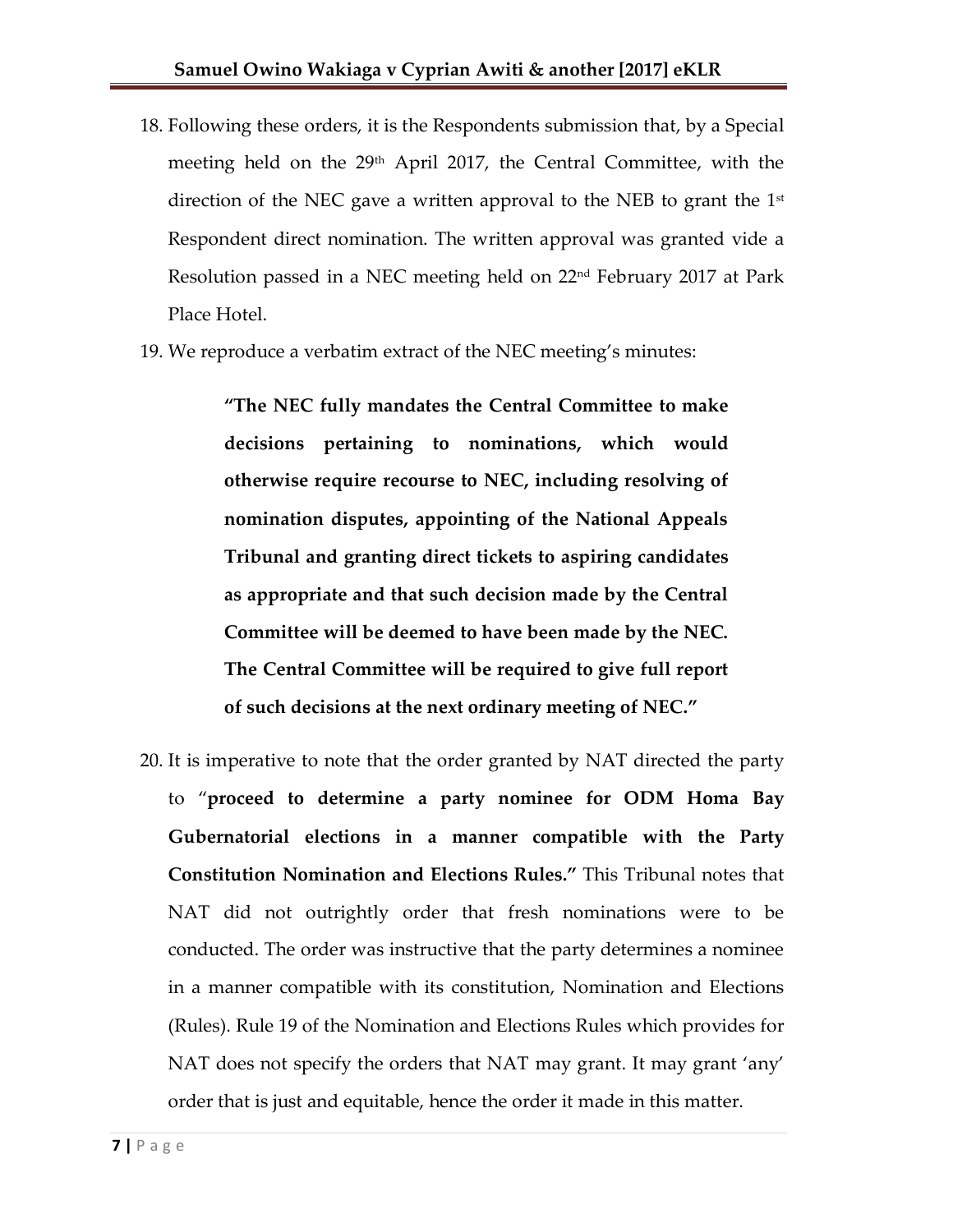18. Following these orders, it is the Respondents submission that, by a Special meeting held on the 29th April 2017, the Central Committee, with the direction of the NEC gave a written approval to the NEB to grant the 1st Respondent direct nomination. The written approval was granted vide a Resolution passed in a NEC meeting held on 22nd February 2017 at Park Place Hotel.

19. We reproduce a verbatim extract of the NEC meeting's minutes:

> **"The NEC fully mandates the Central Committee to make decisions pertaining to nominations, which would otherwise require recourse to NEC, including resolving of nomination disputes, appointing of the National Appeals Tribunal and granting direct tickets to aspiring candidates as appropriate and that such decision made by the Central Committee will be deemed to have been made by the NEC. The Central Committee will be required to give full report of such decisions at the next ordinary meeting of NEC."**

20. It is imperative to note that the order granted by NAT directed the party to "**proceed to determine a party nominee for ODM Homa Bay Gubernatorial elections in a manner compatible with the Party Constitution Nomination and Elections Rules."** This Tribunal notes that NAT did not outrightly order that fresh nominations were to be conducted. The order was instructive that the party determines a nominee in a manner compatible with its constitution, Nomination and Elections (Rules). Rule 19 of the Nomination and Elections Rules which provides for NAT does not specify the orders that NAT may grant. It may grant 'any' order that is just and equitable, hence the order it made in this matter.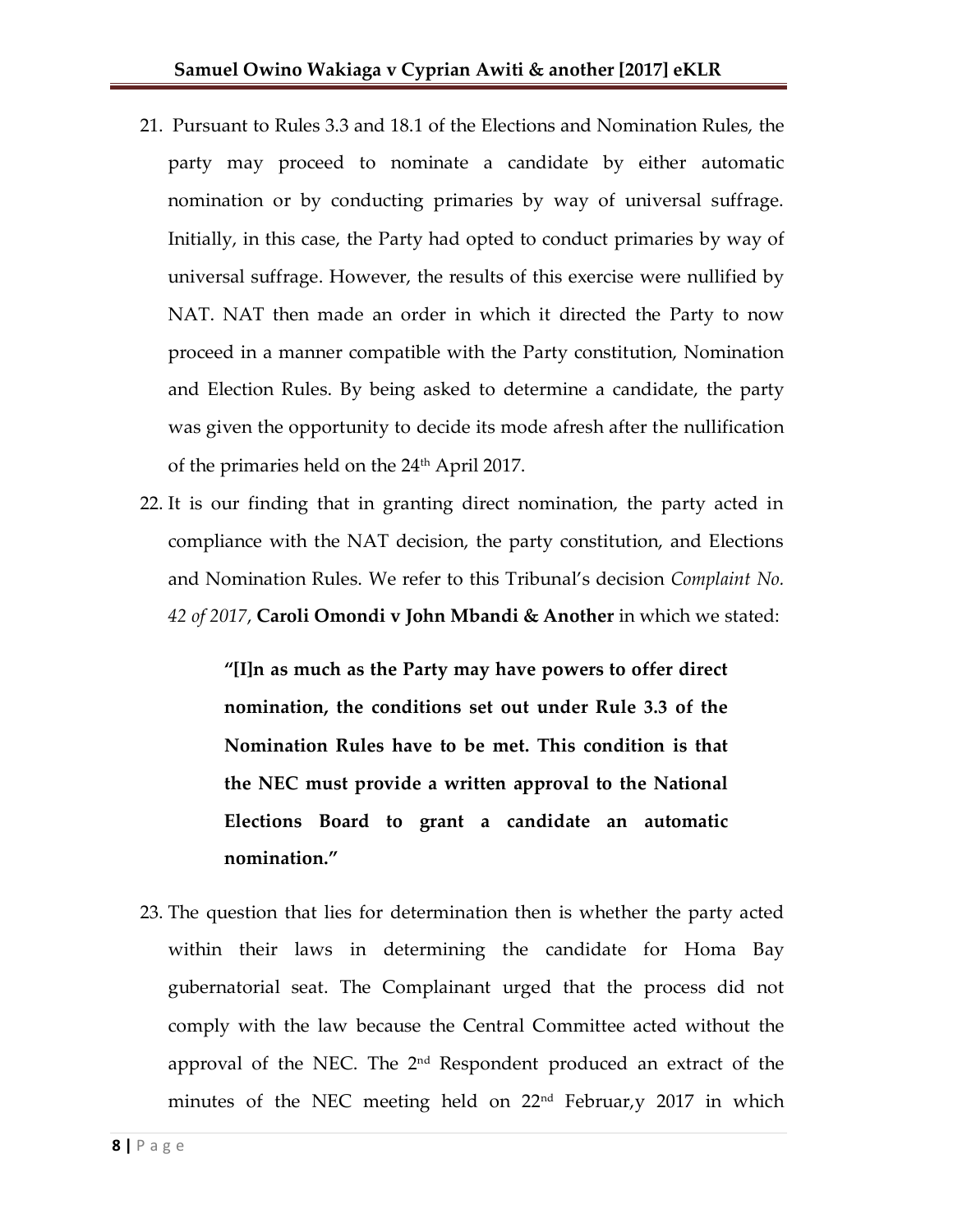21. Pursuant to Rules 3.3 and 18.1 of the Elections and Nomination Rules, the party may proceed to nominate a candidate by either automatic nomination or by conducting primaries by way of universal suffrage. Initially, in this case, the Party had opted to conduct primaries by way of universal suffrage. However, the results of this exercise were nullified by NAT. NAT then made an order in which it directed the Party to now proceed in a manner compatible with the Party constitution, Nomination and Election Rules. By being asked to determine a candidate, the party was given the opportunity to decide its mode afresh after the nullification of the primaries held on the 24th April 2017.

22. It is our finding that in granting direct nomination, the party acted in compliance with the NAT decision, the party constitution, and Elections and Nomination Rules. We refer to this Tribunal's decision *Complaint No. 42 of 2017*, **Caroli Omondi v John Mbandi & Another** in which we stated:

> **"[I]n as much as the Party may have powers to offer direct nomination, the conditions set out under Rule 3.3 of the Nomination Rules have to be met. This condition is that the NEC must provide a written approval to the National Elections Board to grant a candidate an automatic nomination."**

23. The question that lies for determination then is whether the party acted within their laws in determining the candidate for Homa Bay gubernatorial seat. The Complainant urged that the process did not comply with the law because the Central Committee acted without the approval of the NEC. The 2nd Respondent produced an extract of the minutes of the NEC meeting held on 22nd Februar,y 2017 in which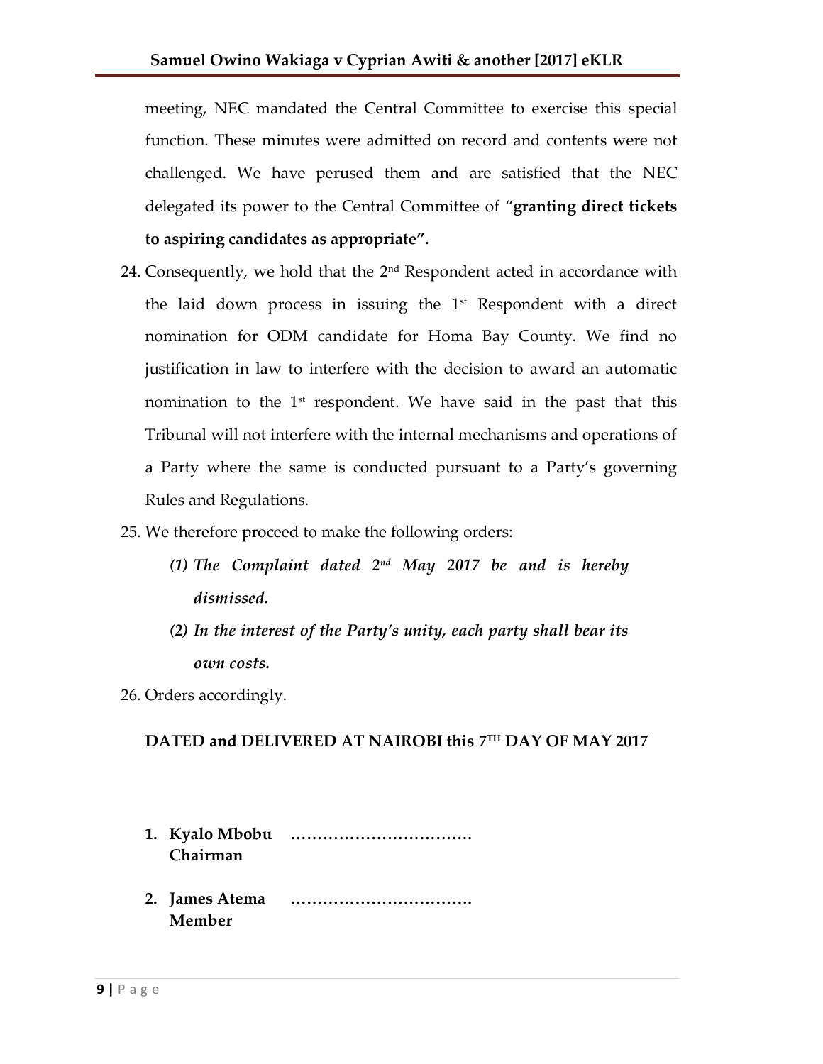meeting, NEC mandated the Central Committee to exercise this special function. These minutes were admitted on record and contents were not challenged. We have perused them and are satisfied that the NEC delegated its power to the Central Committee of "**granting direct tickets to aspiring candidates as appropriate".**

24. Consequently, we hold that the 2nd Respondent acted in accordance with the laid down process in issuing the 1st Respondent with a direct nomination for ODM candidate for Homa Bay County. We find no justification in law to interfere with the decision to award an automatic nomination to the 1st respondent. We have said in the past that this Tribunal will not interfere with the internal mechanisms and operations of a Party where the same is conducted pursuant to a Party's governing Rules and Regulations.

25. We therefore proceed to make the following orders:

    ***(1) The Complaint dated 2nd May 2017 be and is hereby dismissed.***

    ***(2) In the interest of the Party's unity, each party shall bear its own costs.***

26. Orders accordingly.

**DATED and DELIVERED AT NAIROBI this 7TH DAY OF MAY 2017**

1. **Kyalo Mbobu** **…………………………….**
   **Chairman**

2. **James Atema** **…………………………….**
   **Member**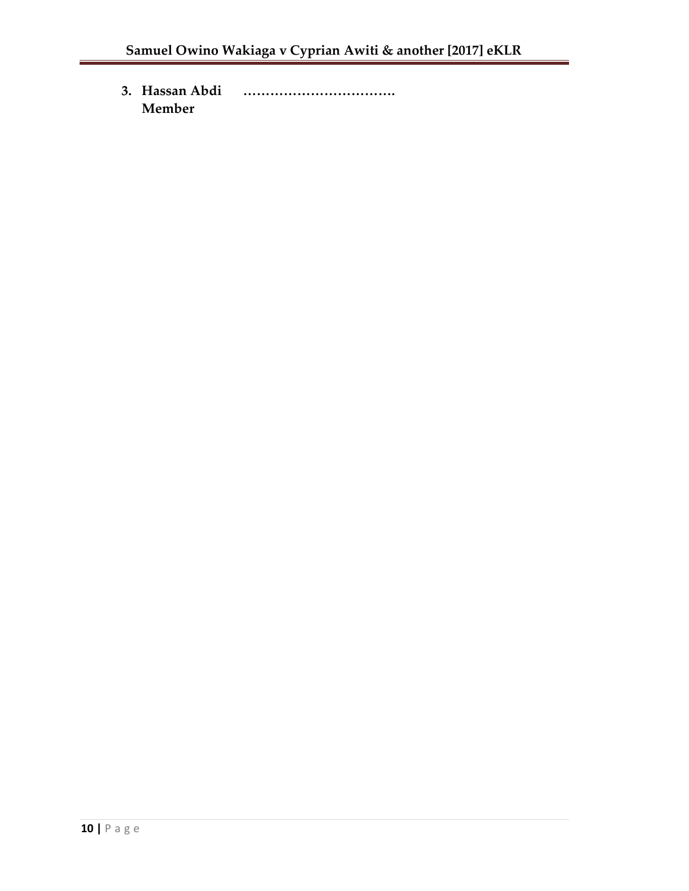3. **Hassan Abdi  …………………………….**
   **Member**